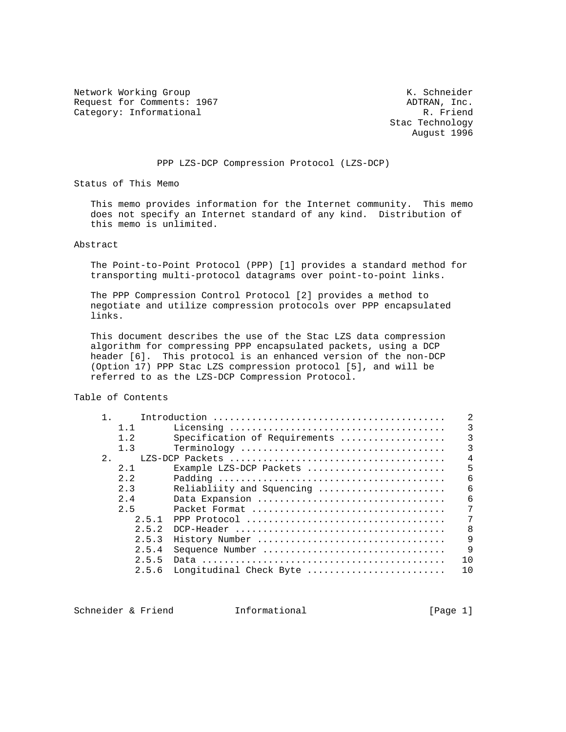Network Working Group K. Schneider
Request for Comments: 1967 ADTRAN, Inc.
Category: Informational R. Friend
Stac Technology
August 1996

# PPP LZS-DCP Compression Protocol (LZS-DCP)

## Status of This Memo

This memo provides information for the Internet community. This memo does not specify an Internet standard of any kind. Distribution of this memo is unlimited.

## Abstract

The Point-to-Point Protocol (PPP) [1] provides a standard method for transporting multi-protocol datagrams over point-to-point links.

The PPP Compression Control Protocol [2] provides a method to negotiate and utilize compression protocols over PPP encapsulated links.

This document describes the use of the Stac LZS data compression algorithm for compressing PPP encapsulated packets, using a DCP header [6]. This protocol is an enhanced version of the non-DCP (Option 17) PPP Stac LZS compression protocol [5], and will be referred to as the LZS-DCP Compression Protocol.

## Table of Contents

```
   1.     Introduction .........................................    2
      1.1       Licensing ......................................    3
      1.2       Specification of Requirements ..................    3
      1.3       Terminology ....................................    3
   2.     LZS-DCP Packets ......................................    4
      2.1       Example LZS-DCP Packets ........................    5
      2.2       Padding ........................................    6
      2.3       Reliablity and Squencing .......................    6
      2.4       Data Expansion .................................    6
      2.5       Packet Format ..................................    7
         2.5.1  PPP Protocol ...................................    7
         2.5.2  DCP-Header .....................................    8
         2.5.3  History Number .................................    9
         2.5.4  Sequence Number ................................    9
         2.5.5  Data ...........................................   10
         2.5.6  Longitudinal Check Byte ........................   10
```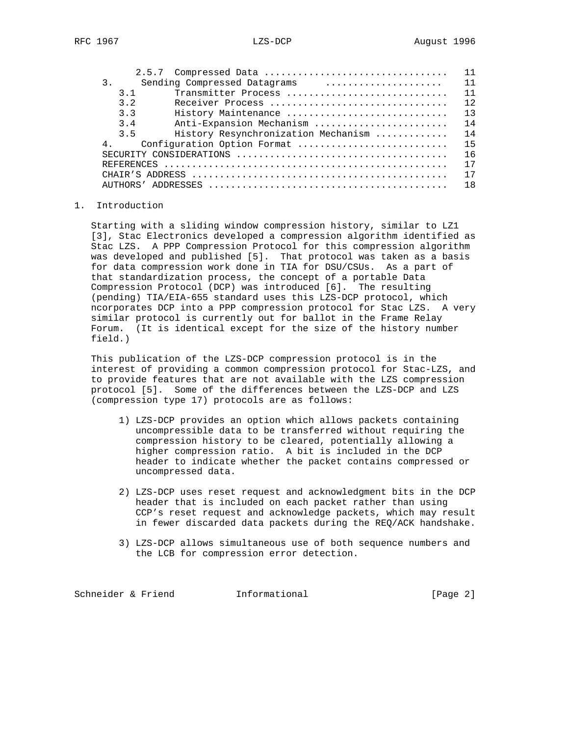| | | |
|---|---|---|
| 2.5.7 | Compressed Data | 11 |
| 3. | Sending Compressed Datagrams | 11 |
| 3.1 | Transmitter Process | 11 |
| 3.2 | Receiver Process | 12 |
| 3.3 | History Maintenance | 13 |
| 3.4 | Anti-Expansion Mechanism | 14 |
| 3.5 | History Resynchronization Mechanism | 14 |
| 4. | Configuration Option Format | 15 |
| | SECURITY CONSIDERATIONS | 16 |
| | REFERENCES | 17 |
| | CHAIR'S ADDRESS | 17 |
| | AUTHORS' ADDRESSES | 18 |

# 1. Introduction

Starting with a sliding window compression history, similar to LZ1 [3], Stac Electronics developed a compression algorithm identified as Stac LZS. A PPP Compression Protocol for this compression algorithm was developed and published [5]. That protocol was taken as a basis for data compression work done in TIA for DSU/CSUs. As a part of that standardization process, the concept of a portable Data Compression Protocol (DCP) was introduced [6]. The resulting (pending) TIA/EIA-655 standard uses this LZS-DCP protocol, which ncorporates DCP into a PPP compression protocol for Stac LZS. A very similar protocol is currently out for ballot in the Frame Relay Forum. (It is identical except for the size of the history number field.)

This publication of the LZS-DCP compression protocol is in the interest of providing a common compression protocol for Stac-LZS, and to provide features that are not available with the LZS compression protocol [5]. Some of the differences between the LZS-DCP and LZS (compression type 17) protocols are as follows:

1) LZS-DCP provides an option which allows packets containing uncompressible data to be transferred without requiring the compression history to be cleared, potentially allowing a higher compression ratio. A bit is included in the DCP header to indicate whether the packet contains compressed or uncompressed data.

2) LZS-DCP uses reset request and acknowledgment bits in the DCP header that is included on each packet rather than using CCP's reset request and acknowledge packets, which may result in fewer discarded data packets during the REQ/ACK handshake.

3) LZS-DCP allows simultaneous use of both sequence numbers and the LCB for compression error detection.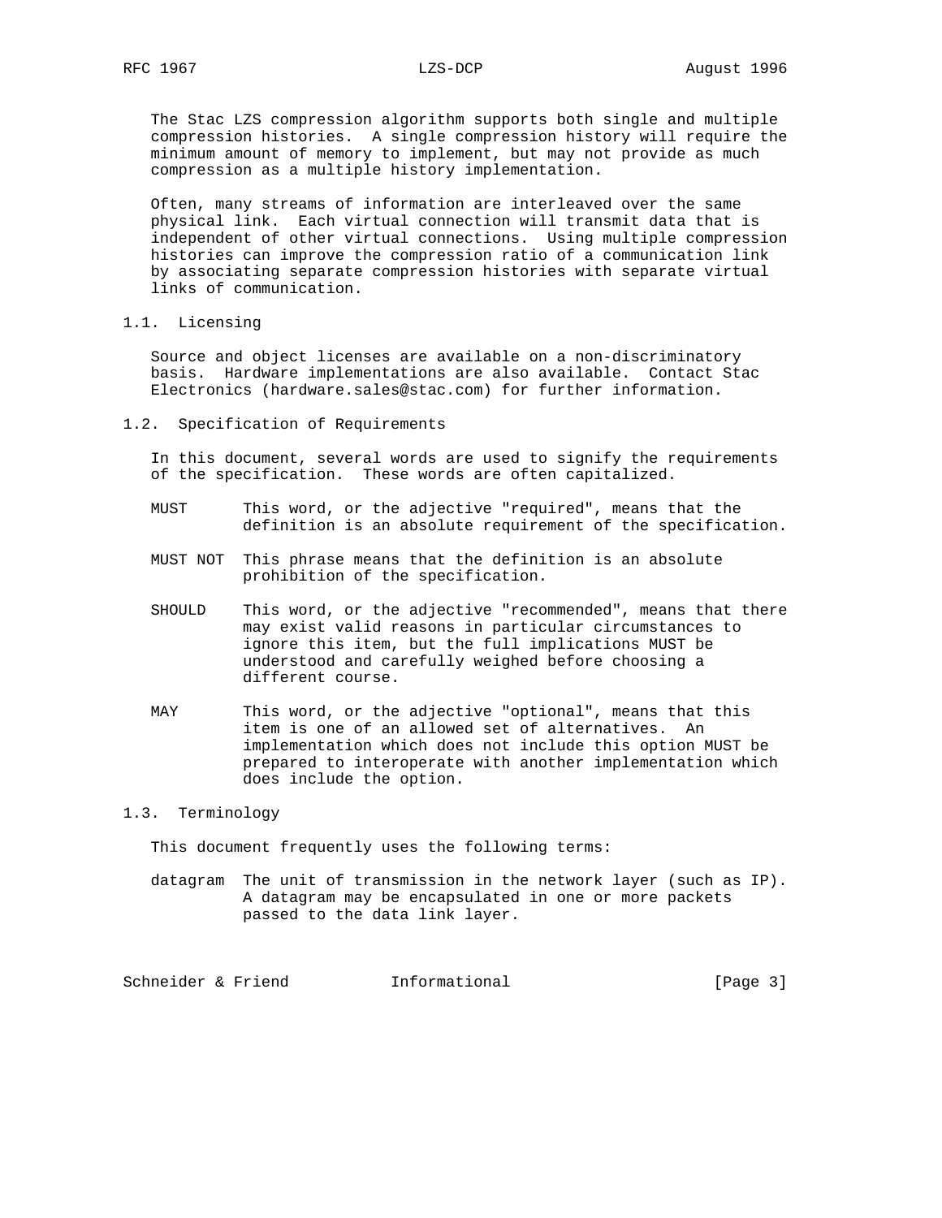The Stac LZS compression algorithm supports both single and multiple compression histories. A single compression history will require the minimum amount of memory to implement, but may not provide as much compression as a multiple history implementation.

Often, many streams of information are interleaved over the same physical link. Each virtual connection will transmit data that is independent of other virtual connections. Using multiple compression histories can improve the compression ratio of a communication link by associating separate compression histories with separate virtual links of communication.

## 1.1. Licensing

Source and object licenses are available on a non-discriminatory basis. Hardware implementations are also available. Contact Stac Electronics (hardware.sales@stac.com) for further information.

## 1.2. Specification of Requirements

In this document, several words are used to signify the requirements of the specification. These words are often capitalized.

MUST
: This word, or the adjective "required", means that the definition is an absolute requirement of the specification.

MUST NOT
: This phrase means that the definition is an absolute prohibition of the specification.

SHOULD
: This word, or the adjective "recommended", means that there may exist valid reasons in particular circumstances to ignore this item, but the full implications MUST be understood and carefully weighed before choosing a different course.

MAY
: This word, or the adjective "optional", means that this item is one of an allowed set of alternatives. An implementation which does not include this option MUST be prepared to interoperate with another implementation which does include the option.

## 1.3. Terminology

This document frequently uses the following terms:

datagram
: The unit of transmission in the network layer (such as IP). A datagram may be encapsulated in one or more packets passed to the data link layer.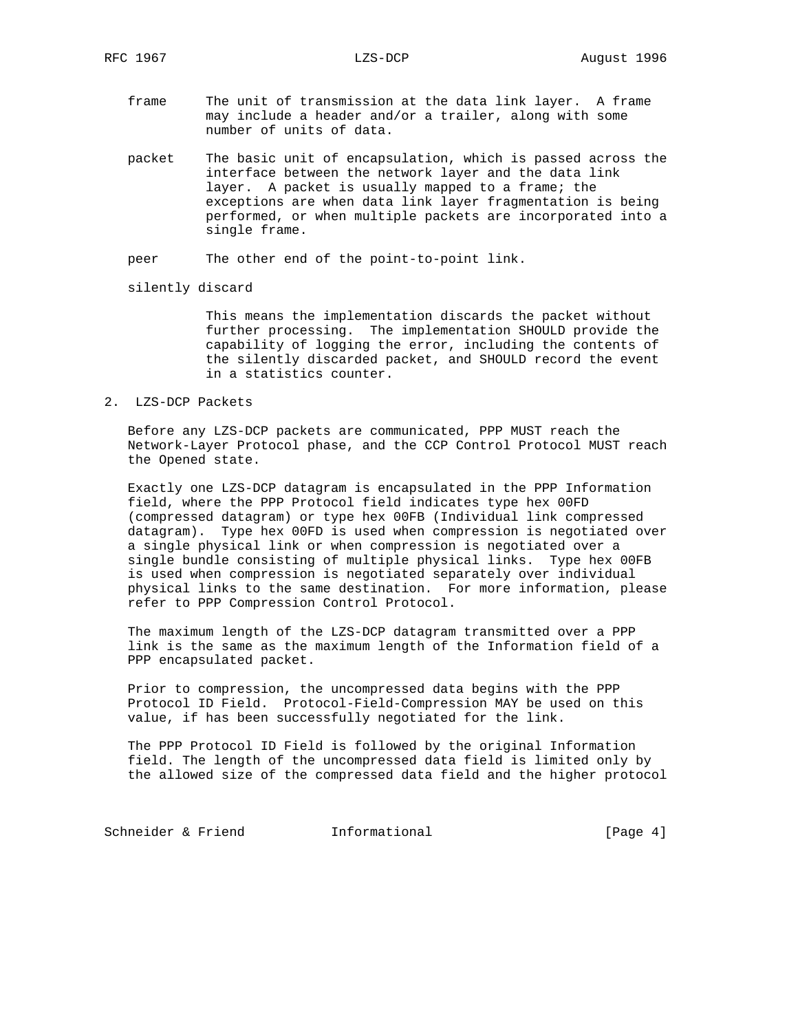frame
: The unit of transmission at the data link layer. A frame may include a header and/or a trailer, along with some number of units of data.

packet
: The basic unit of encapsulation, which is passed across the interface between the network layer and the data link layer. A packet is usually mapped to a frame; the exceptions are when data link layer fragmentation is being performed, or when multiple packets are incorporated into a single frame.

peer
: The other end of the point-to-point link.

silently discard
: This means the implementation discards the packet without further processing. The implementation SHOULD provide the capability of logging the error, including the contents of the silently discarded packet, and SHOULD record the event in a statistics counter.

## 2. LZS-DCP Packets

Before any LZS-DCP packets are communicated, PPP MUST reach the Network-Layer Protocol phase, and the CCP Control Protocol MUST reach the Opened state.

Exactly one LZS-DCP datagram is encapsulated in the PPP Information field, where the PPP Protocol field indicates type hex 00FD (compressed datagram) or type hex 00FB (Individual link compressed datagram). Type hex 00FD is used when compression is negotiated over a single physical link or when compression is negotiated over a single bundle consisting of multiple physical links. Type hex 00FB is used when compression is negotiated separately over individual physical links to the same destination. For more information, please refer to PPP Compression Control Protocol.

The maximum length of the LZS-DCP datagram transmitted over a PPP link is the same as the maximum length of the Information field of a PPP encapsulated packet.

Prior to compression, the uncompressed data begins with the PPP Protocol ID Field. Protocol-Field-Compression MAY be used on this value, if has been successfully negotiated for the link.

The PPP Protocol ID Field is followed by the original Information field. The length of the uncompressed data field is limited only by the allowed size of the compressed data field and the higher protocol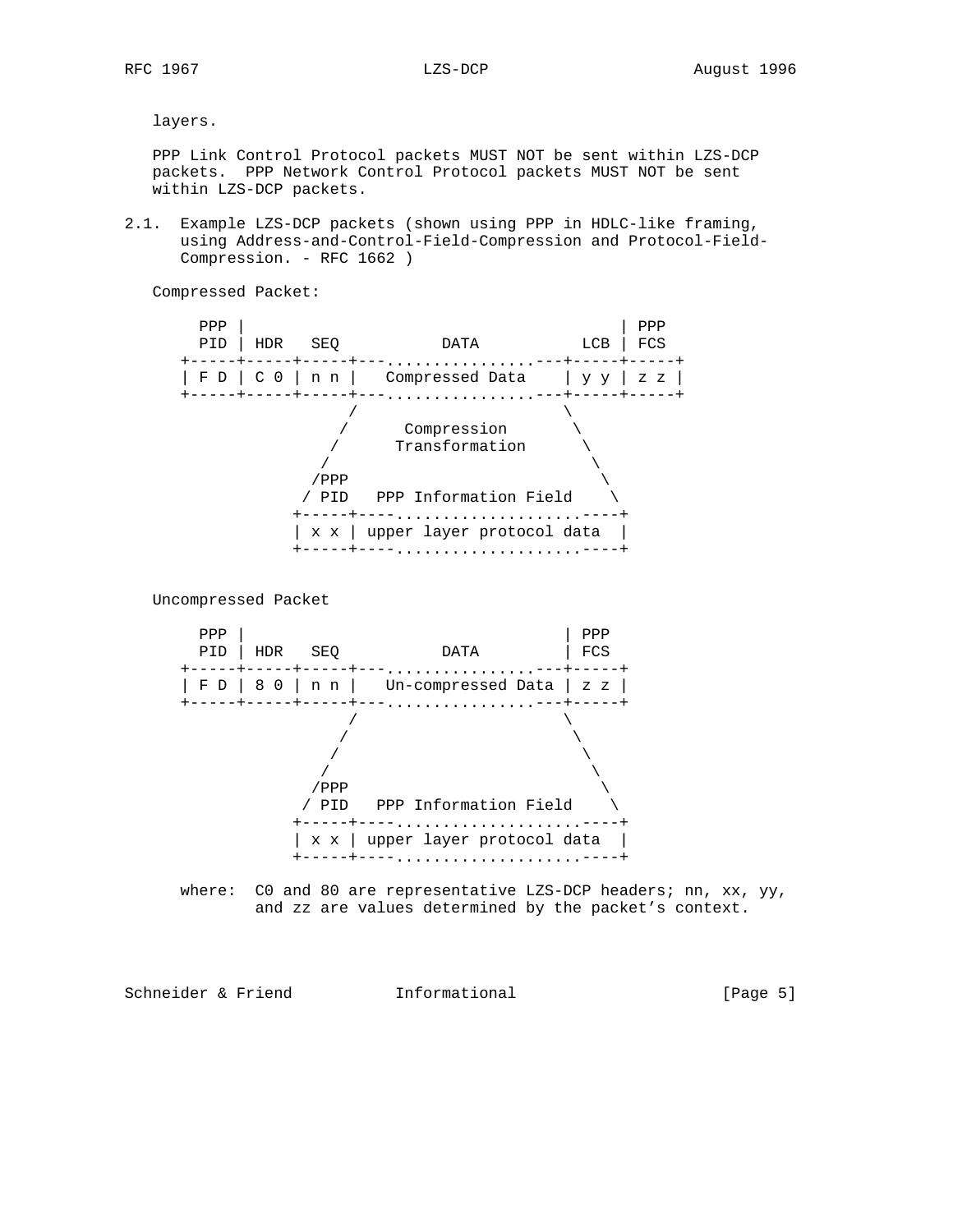layers.

PPP Link Control Protocol packets MUST NOT be sent within LZS-DCP packets. PPP Network Control Protocol packets MUST NOT be sent within LZS-DCP packets.

## 2.1. Example LZS-DCP packets (shown using PPP in HDLC-like framing, using Address-and-Control-Field-Compression and Protocol-Field-Compression. - RFC 1662 )

Compressed Packet:

```
   PPP |                                     | PPP
   PID | HDR   SEQ           DATA         LCB | FCS
 +-----+-----+-----+---...............---+-----+-----+
 | F D | C 0 | n n |   Compressed Data    | y y | z z |
 +-----+-----+-----+---...............---+-----+-----+
                  /                       \
                 /      Compression        \
                /       Transformation      \
               /                             \
              /PPP                            \
             / PID   PPP Information Field     \
            +-----+----...................----+
            | x x | upper layer protocol data  |
            +-----+----...................----+
```

Uncompressed Packet

```
   PPP |                               | PPP
   PID | HDR   SEQ           DATA      | FCS
 +-----+-----+-----+---...............---+-----+
 | F D | 8 0 | n n |   Un-compressed Data | z z |
 +-----+-----+-----+---...............---+-----+
                  /                       \
                 /                         \
                /                           \
               /                             \
              /PPP                            \
             / PID   PPP Information Field     \
            +-----+----...................----+
            | x x | upper layer protocol data  |
            +-----+----...................----+
```

where: C0 and 80 are representative LZS-DCP headers; nn, xx, yy, and zz are values determined by the packet's context.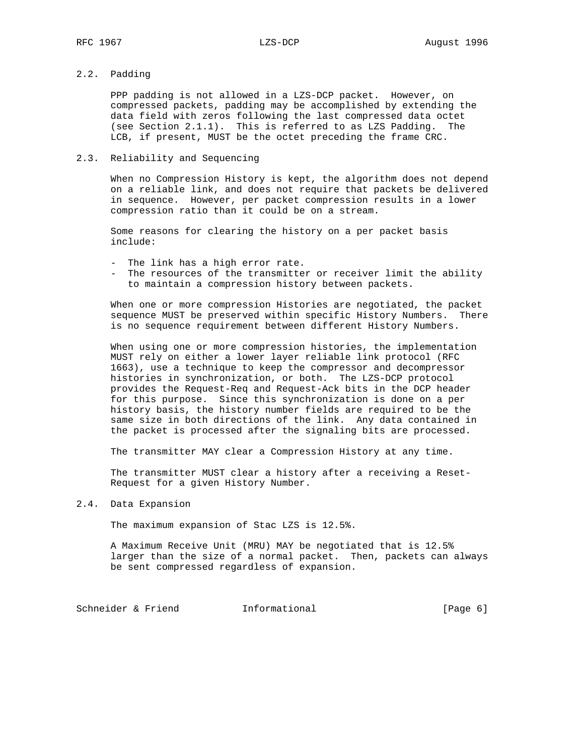### 2.2. Padding

PPP padding is not allowed in a LZS-DCP packet. However, on compressed packets, padding may be accomplished by extending the data field with zeros following the last compressed data octet (see Section 2.1.1). This is referred to as LZS Padding. The LCB, if present, MUST be the octet preceding the frame CRC.

### 2.3. Reliability and Sequencing

When no Compression History is kept, the algorithm does not depend on a reliable link, and does not require that packets be delivered in sequence. However, per packet compression results in a lower compression ratio than it could be on a stream.

Some reasons for clearing the history on a per packet basis include:

- The link has a high error rate.
- The resources of the transmitter or receiver limit the ability to maintain a compression history between packets.

When one or more compression Histories are negotiated, the packet sequence MUST be preserved within specific History Numbers. There is no sequence requirement between different History Numbers.

When using one or more compression histories, the implementation MUST rely on either a lower layer reliable link protocol (RFC 1663), use a technique to keep the compressor and decompressor histories in synchronization, or both. The LZS-DCP protocol provides the Request-Req and Request-Ack bits in the DCP header for this purpose. Since this synchronization is done on a per history basis, the history number fields are required to be the same size in both directions of the link. Any data contained in the packet is processed after the signaling bits are processed.

The transmitter MAY clear a Compression History at any time.

The transmitter MUST clear a history after a receiving a Reset-Request for a given History Number.

### 2.4. Data Expansion

The maximum expansion of Stac LZS is 12.5%.

A Maximum Receive Unit (MRU) MAY be negotiated that is 12.5% larger than the size of a normal packet. Then, packets can always be sent compressed regardless of expansion.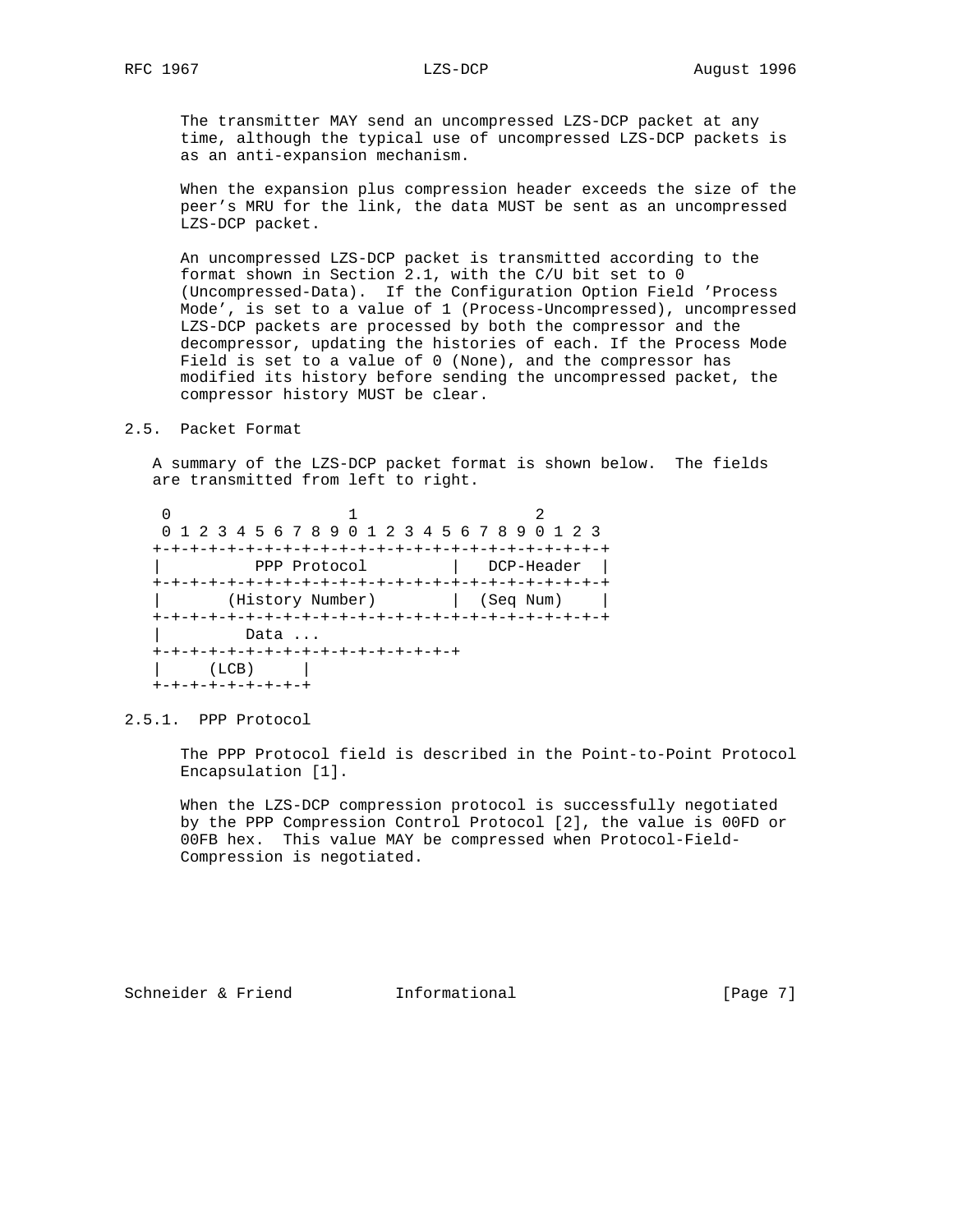The transmitter MAY send an uncompressed LZS-DCP packet at any time, although the typical use of uncompressed LZS-DCP packets is as an anti-expansion mechanism.

When the expansion plus compression header exceeds the size of the peer's MRU for the link, the data MUST be sent as an uncompressed LZS-DCP packet.

An uncompressed LZS-DCP packet is transmitted according to the format shown in Section 2.1, with the C/U bit set to 0 (Uncompressed-Data). If the Configuration Option Field 'Process Mode', is set to a value of 1 (Process-Uncompressed), uncompressed LZS-DCP packets are processed by both the compressor and the decompressor, updating the histories of each. If the Process Mode Field is set to a value of 0 (None), and the compressor has modified its history before sending the uncompressed packet, the compressor history MUST be clear.

## 2.5. Packet Format

A summary of the LZS-DCP packet format is shown below. The fields are transmitted from left to right.

```
 0                   1                   2
 0 1 2 3 4 5 6 7 8 9 0 1 2 3 4 5 6 7 8 9 0 1 2 3
+-+-+-+-+-+-+-+-+-+-+-+-+-+-+-+-+-+-+-+-+-+-+-+-+
|         PPP Protocol          |   DCP-Header  |
+-+-+-+-+-+-+-+-+-+-+-+-+-+-+-+-+-+-+-+-+-+-+-+-+
|      (History Number)         |  (Seq Num)    |
+-+-+-+-+-+-+-+-+-+-+-+-+-+-+-+-+-+-+-+-+-+-+-+-+
|        Data ...
+-+-+-+-+-+-+-+-+-+-+-+-+-+-+-+-+
|    (LCB)      |
+-+-+-+-+-+-+-+-+
```

### 2.5.1. PPP Protocol

The PPP Protocol field is described in the Point-to-Point Protocol Encapsulation [1].

When the LZS-DCP compression protocol is successfully negotiated by the PPP Compression Control Protocol [2], the value is 00FD or 00FB hex. This value MAY be compressed when Protocol-Field-Compression is negotiated.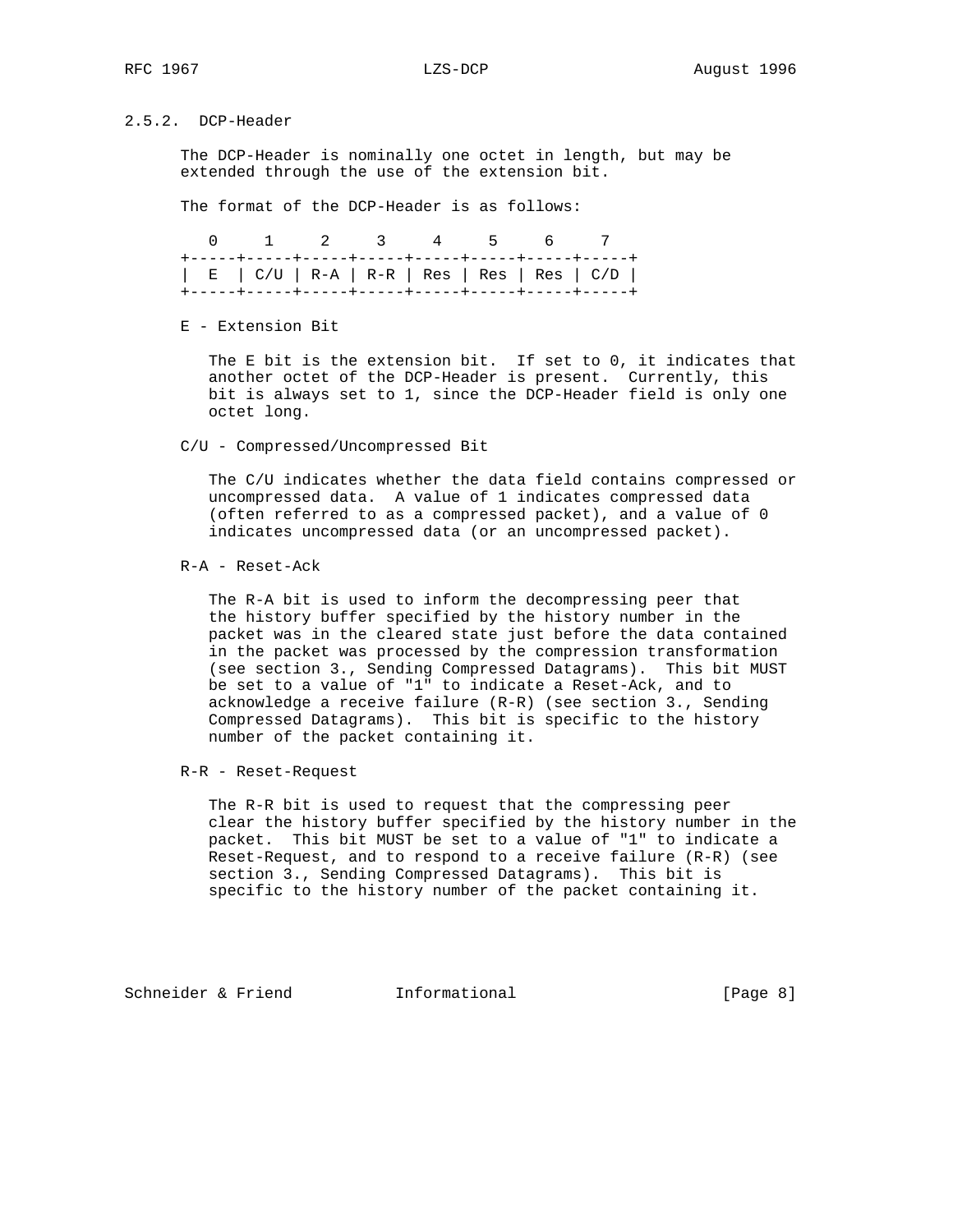### 2.5.2. DCP-Header

The DCP-Header is nominally one octet in length, but may be extended through the use of the extension bit.

The format of the DCP-Header is as follows:

```
   0     1     2     3     4     5     6     7
+-----+-----+-----+-----+-----+-----+-----+-----+
|  E  | C/U | R-A | R-R | Res | Res | Res | C/D |
+-----+-----+-----+-----+-----+-----+-----+-----+
```

E - Extension Bit

The E bit is the extension bit. If set to 0, it indicates that another octet of the DCP-Header is present. Currently, this bit is always set to 1, since the DCP-Header field is only one octet long.

C/U - Compressed/Uncompressed Bit

The C/U indicates whether the data field contains compressed or uncompressed data. A value of 1 indicates compressed data (often referred to as a compressed packet), and a value of 0 indicates uncompressed data (or an uncompressed packet).

R-A - Reset-Ack

The R-A bit is used to inform the decompressing peer that the history buffer specified by the history number in the packet was in the cleared state just before the data contained in the packet was processed by the compression transformation (see section 3., Sending Compressed Datagrams). This bit MUST be set to a value of "1" to indicate a Reset-Ack, and to acknowledge a receive failure (R-R) (see section 3., Sending Compressed Datagrams). This bit is specific to the history number of the packet containing it.

R-R - Reset-Request

The R-R bit is used to request that the compressing peer clear the history buffer specified by the history number in the packet. This bit MUST be set to a value of "1" to indicate a Reset-Request, and to respond to a receive failure (R-R) (see section 3., Sending Compressed Datagrams). This bit is specific to the history number of the packet containing it.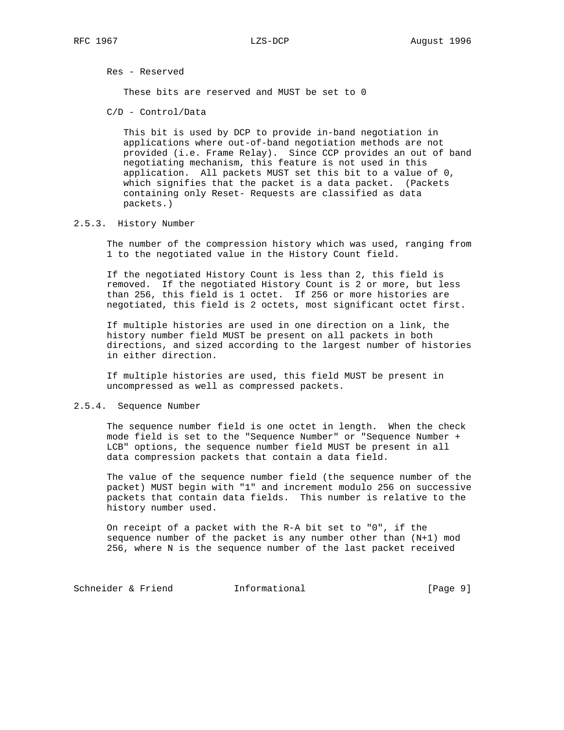Res - Reserved

These bits are reserved and MUST be set to 0

C/D - Control/Data

This bit is used by DCP to provide in-band negotiation in applications where out-of-band negotiation methods are not provided (i.e. Frame Relay). Since CCP provides an out of band negotiating mechanism, this feature is not used in this application. All packets MUST set this bit to a value of 0, which signifies that the packet is a data packet. (Packets containing only Reset- Requests are classified as data packets.)

### 2.5.3. History Number

The number of the compression history which was used, ranging from 1 to the negotiated value in the History Count field.

If the negotiated History Count is less than 2, this field is removed. If the negotiated History Count is 2 or more, but less than 256, this field is 1 octet. If 256 or more histories are negotiated, this field is 2 octets, most significant octet first.

If multiple histories are used in one direction on a link, the history number field MUST be present on all packets in both directions, and sized according to the largest number of histories in either direction.

If multiple histories are used, this field MUST be present in uncompressed as well as compressed packets.

### 2.5.4. Sequence Number

The sequence number field is one octet in length. When the check mode field is set to the "Sequence Number" or "Sequence Number + LCB" options, the sequence number field MUST be present in all data compression packets that contain a data field.

The value of the sequence number field (the sequence number of the packet) MUST begin with "1" and increment modulo 256 on successive packets that contain data fields. This number is relative to the history number used.

On receipt of a packet with the R-A bit set to "0", if the sequence number of the packet is any number other than (N+1) mod 256, where N is the sequence number of the last packet received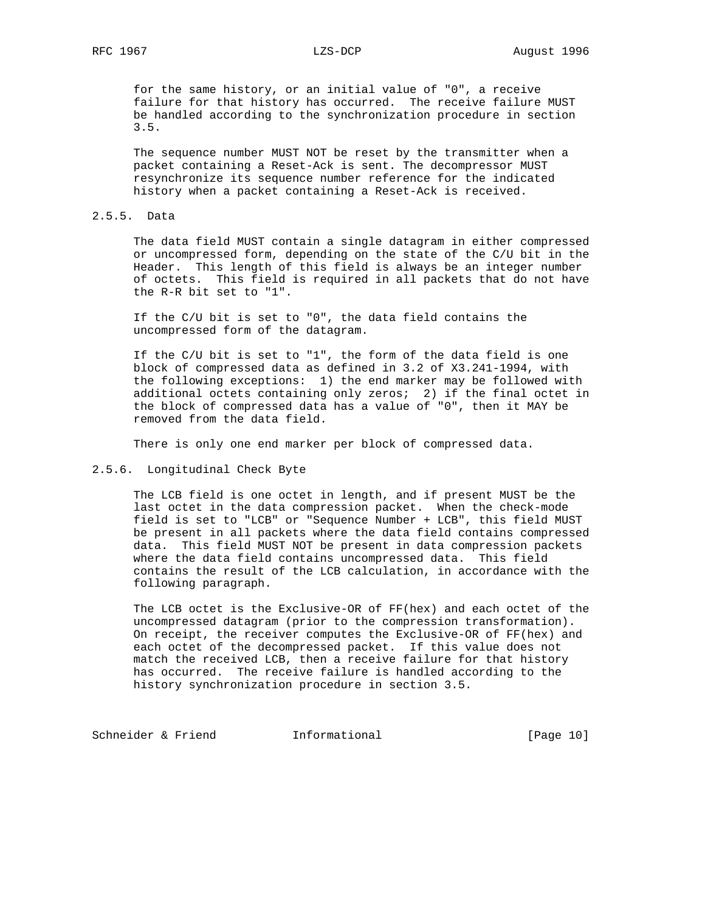for the same history, or an initial value of "0", a receive failure for that history has occurred. The receive failure MUST be handled according to the synchronization procedure in section 3.5.

The sequence number MUST NOT be reset by the transmitter when a packet containing a Reset-Ack is sent. The decompressor MUST resynchronize its sequence number reference for the indicated history when a packet containing a Reset-Ack is received.

### 2.5.5. Data

The data field MUST contain a single datagram in either compressed or uncompressed form, depending on the state of the C/U bit in the Header. This length of this field is always be an integer number of octets. This field is required in all packets that do not have the R-R bit set to "1".

If the C/U bit is set to "0", the data field contains the uncompressed form of the datagram.

If the C/U bit is set to "1", the form of the data field is one block of compressed data as defined in 3.2 of X3.241-1994, with the following exceptions: 1) the end marker may be followed with additional octets containing only zeros; 2) if the final octet in the block of compressed data has a value of "0", then it MAY be removed from the data field.

There is only one end marker per block of compressed data.

### 2.5.6. Longitudinal Check Byte

The LCB field is one octet in length, and if present MUST be the last octet in the data compression packet. When the check-mode field is set to "LCB" or "Sequence Number + LCB", this field MUST be present in all packets where the data field contains compressed data. This field MUST NOT be present in data compression packets where the data field contains uncompressed data. This field contains the result of the LCB calculation, in accordance with the following paragraph.

The LCB octet is the Exclusive-OR of FF(hex) and each octet of the uncompressed datagram (prior to the compression transformation). On receipt, the receiver computes the Exclusive-OR of FF(hex) and each octet of the decompressed packet. If this value does not match the received LCB, then a receive failure for that history has occurred. The receive failure is handled according to the history synchronization procedure in section 3.5.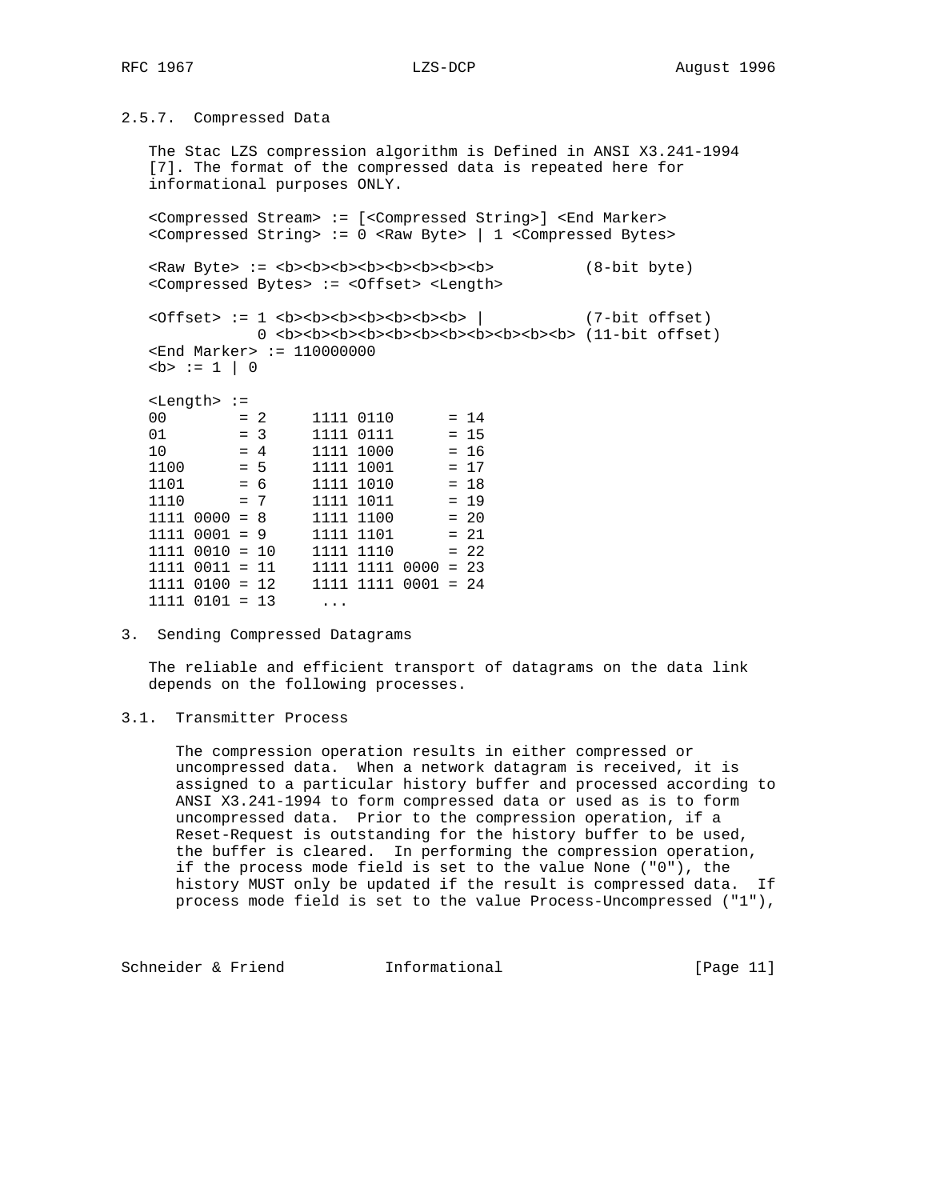### 2.5.7. Compressed Data

The Stac LZS compression algorithm is Defined in ANSI X3.241-1994 [7]. The format of the compressed data is repeated here for informational purposes ONLY.

```
<Compressed Stream> := [<Compressed String>] <End Marker>
<Compressed String> := 0 <Raw Byte> | 1 <Compressed Bytes>

<Raw Byte> := <b><b><b><b><b><b><b><b>          (8-bit byte)
<Compressed Bytes> := <Offset> <Length>

<Offset> := 1 <b><b><b><b><b><b><b> |           (7-bit offset)
            0 <b><b><b><b><b><b><b><b><b><b><b> (11-bit offset)
<End Marker> := 110000000
<b> := 1 | 0

<Length> :=
00        = 2     1111 0110      = 14
01        = 3     1111 0111      = 15
10        = 4     1111 1000      = 16
1100      = 5     1111 1001      = 17
1101      = 6     1111 1010      = 18
1110      = 7     1111 1011      = 19
1111 0000 = 8     1111 1100      = 20
1111 0001 = 9     1111 1101      = 21
1111 0010 = 10    1111 1110      = 22
1111 0011 = 11    1111 1111 0000 = 23
1111 0100 = 12    1111 1111 0001 = 24
1111 0101 = 13     ...
```

## 3. Sending Compressed Datagrams

The reliable and efficient transport of datagrams on the data link depends on the following processes.

### 3.1. Transmitter Process

The compression operation results in either compressed or uncompressed data. When a network datagram is received, it is assigned to a particular history buffer and processed according to ANSI X3.241-1994 to form compressed data or used as is to form uncompressed data. Prior to the compression operation, if a Reset-Request is outstanding for the history buffer to be used, the buffer is cleared. In performing the compression operation, if the process mode field is set to the value None ("0"), the history MUST only be updated if the result is compressed data. If process mode field is set to the value Process-Uncompressed ("1"),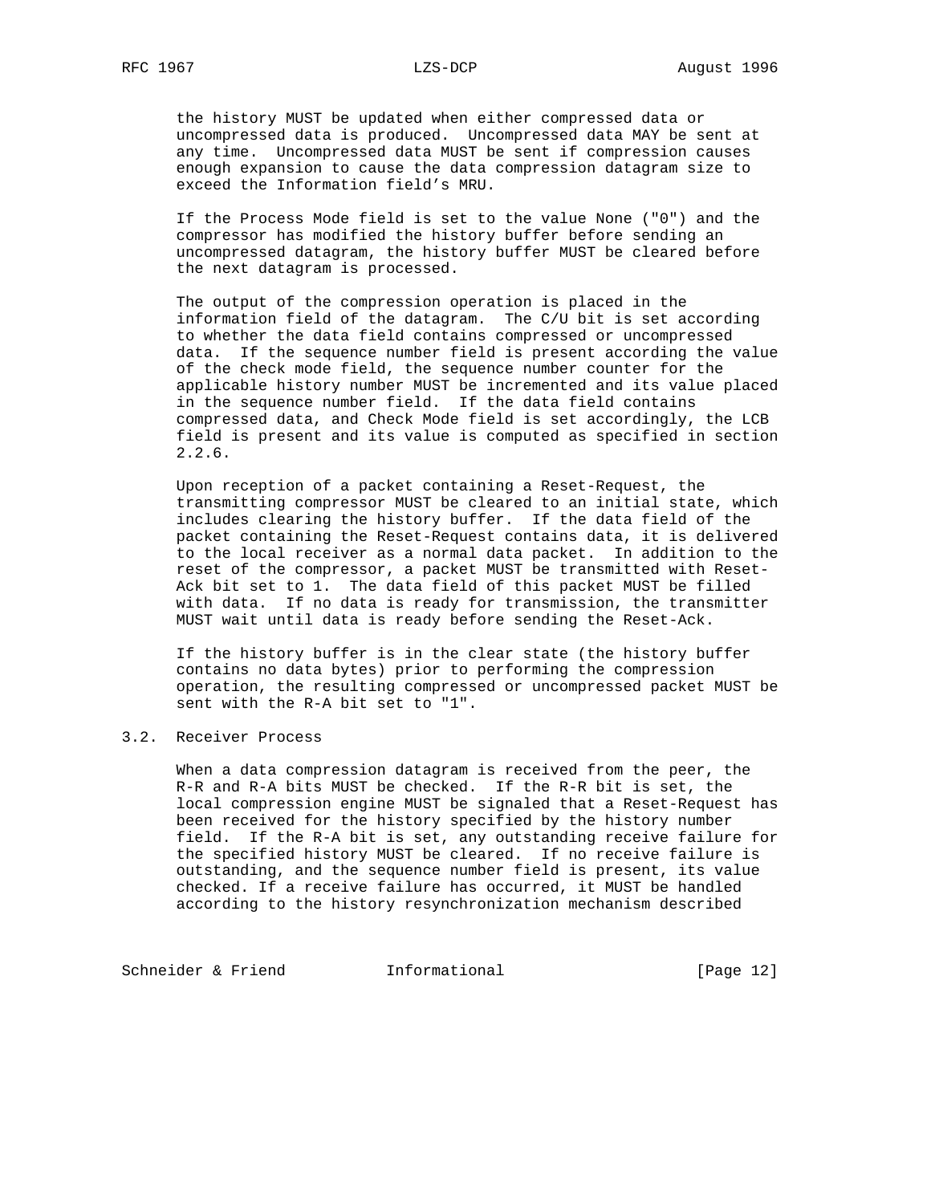the history MUST be updated when either compressed data or uncompressed data is produced. Uncompressed data MAY be sent at any time. Uncompressed data MUST be sent if compression causes enough expansion to cause the data compression datagram size to exceed the Information field's MRU.

If the Process Mode field is set to the value None ("0") and the compressor has modified the history buffer before sending an uncompressed datagram, the history buffer MUST be cleared before the next datagram is processed.

The output of the compression operation is placed in the information field of the datagram. The C/U bit is set according to whether the data field contains compressed or uncompressed data. If the sequence number field is present according the value of the check mode field, the sequence number counter for the applicable history number MUST be incremented and its value placed in the sequence number field. If the data field contains compressed data, and Check Mode field is set accordingly, the LCB field is present and its value is computed as specified in section 2.2.6.

Upon reception of a packet containing a Reset-Request, the transmitting compressor MUST be cleared to an initial state, which includes clearing the history buffer. If the data field of the packet containing the Reset-Request contains data, it is delivered to the local receiver as a normal data packet. In addition to the reset of the compressor, a packet MUST be transmitted with Reset-Ack bit set to 1. The data field of this packet MUST be filled with data. If no data is ready for transmission, the transmitter MUST wait until data is ready before sending the Reset-Ack.

If the history buffer is in the clear state (the history buffer contains no data bytes) prior to performing the compression operation, the resulting compressed or uncompressed packet MUST be sent with the R-A bit set to "1".

## 3.2. Receiver Process

When a data compression datagram is received from the peer, the R-R and R-A bits MUST be checked. If the R-R bit is set, the local compression engine MUST be signaled that a Reset-Request has been received for the history specified by the history number field. If the R-A bit is set, any outstanding receive failure for the specified history MUST be cleared. If no receive failure is outstanding, and the sequence number field is present, its value checked. If a receive failure has occurred, it MUST be handled according to the history resynchronization mechanism described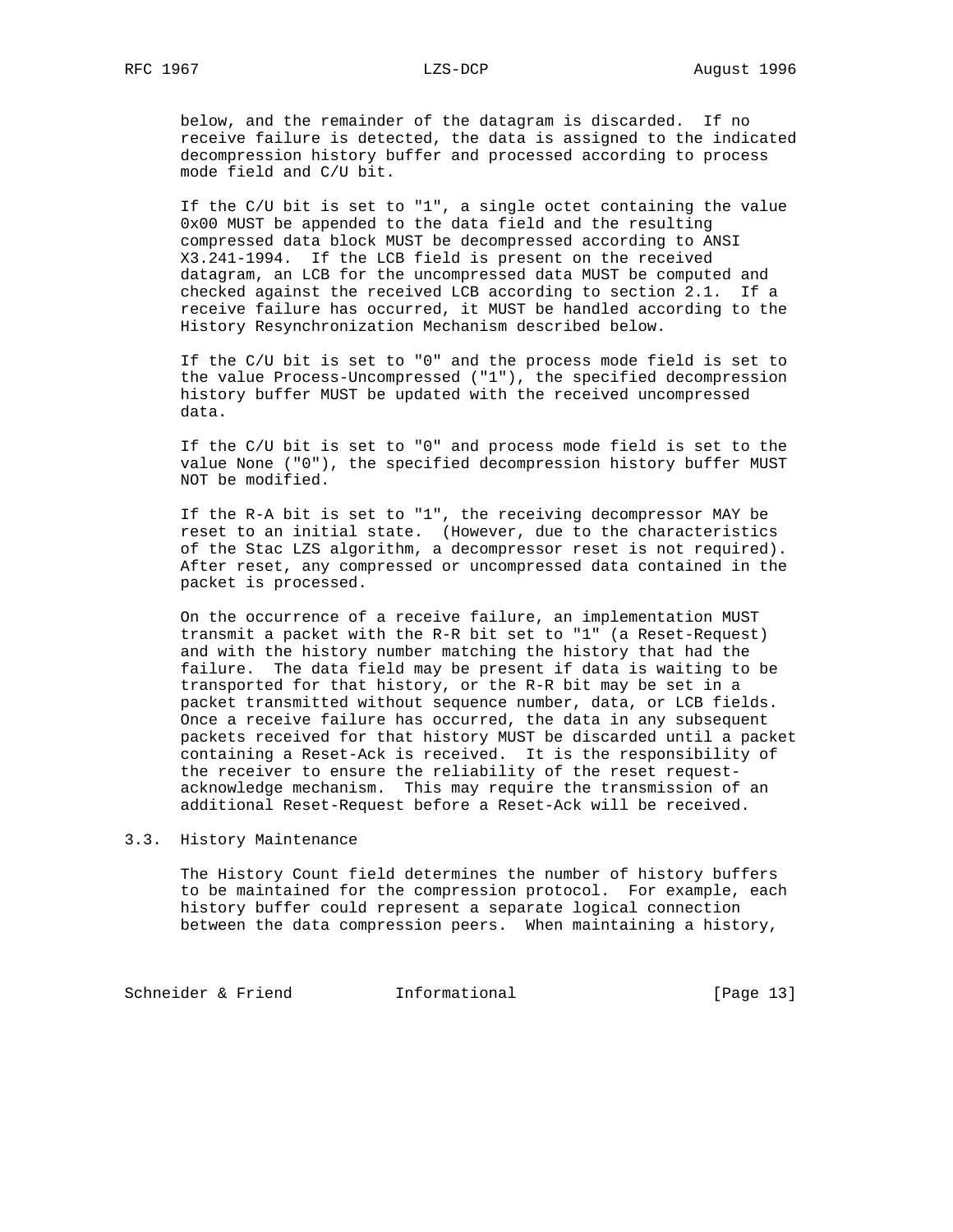below, and the remainder of the datagram is discarded. If no receive failure is detected, the data is assigned to the indicated decompression history buffer and processed according to process mode field and C/U bit.

If the C/U bit is set to "1", a single octet containing the value 0x00 MUST be appended to the data field and the resulting compressed data block MUST be decompressed according to ANSI X3.241-1994. If the LCB field is present on the received datagram, an LCB for the uncompressed data MUST be computed and checked against the received LCB according to section 2.1. If a receive failure has occurred, it MUST be handled according to the History Resynchronization Mechanism described below.

If the C/U bit is set to "0" and the process mode field is set to the value Process-Uncompressed ("1"), the specified decompression history buffer MUST be updated with the received uncompressed data.

If the C/U bit is set to "0" and process mode field is set to the value None ("0"), the specified decompression history buffer MUST NOT be modified.

If the R-A bit is set to "1", the receiving decompressor MAY be reset to an initial state. (However, due to the characteristics of the Stac LZS algorithm, a decompressor reset is not required). After reset, any compressed or uncompressed data contained in the packet is processed.

On the occurrence of a receive failure, an implementation MUST transmit a packet with the R-R bit set to "1" (a Reset-Request) and with the history number matching the history that had the failure. The data field may be present if data is waiting to be transported for that history, or the R-R bit may be set in a packet transmitted without sequence number, data, or LCB fields. Once a receive failure has occurred, the data in any subsequent packets received for that history MUST be discarded until a packet containing a Reset-Ack is received. It is the responsibility of the receiver to ensure the reliability of the reset request-acknowledge mechanism. This may require the transmission of an additional Reset-Request before a Reset-Ack will be received.

### 3.3. History Maintenance

The History Count field determines the number of history buffers to be maintained for the compression protocol. For example, each history buffer could represent a separate logical connection between the data compression peers. When maintaining a history,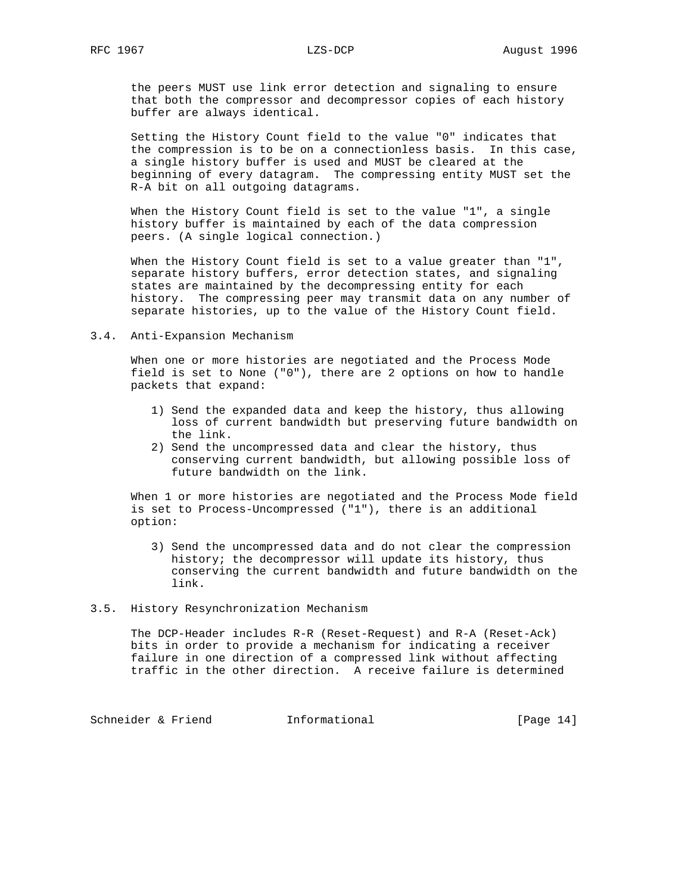the peers MUST use link error detection and signaling to ensure that both the compressor and decompressor copies of each history buffer are always identical.

Setting the History Count field to the value "0" indicates that the compression is to be on a connectionless basis. In this case, a single history buffer is used and MUST be cleared at the beginning of every datagram. The compressing entity MUST set the R-A bit on all outgoing datagrams.

When the History Count field is set to the value "1", a single history buffer is maintained by each of the data compression peers. (A single logical connection.)

When the History Count field is set to a value greater than "1", separate history buffers, error detection states, and signaling states are maintained by the decompressing entity for each history. The compressing peer may transmit data on any number of separate histories, up to the value of the History Count field.

## 3.4. Anti-Expansion Mechanism

When one or more histories are negotiated and the Process Mode field is set to None ("0"), there are 2 options on how to handle packets that expand:

1) Send the expanded data and keep the history, thus allowing loss of current bandwidth but preserving future bandwidth on the link.
2) Send the uncompressed data and clear the history, thus conserving current bandwidth, but allowing possible loss of future bandwidth on the link.

When 1 or more histories are negotiated and the Process Mode field is set to Process-Uncompressed ("1"), there is an additional option:

3) Send the uncompressed data and do not clear the compression history; the decompressor will update its history, thus conserving the current bandwidth and future bandwidth on the link.

## 3.5. History Resynchronization Mechanism

The DCP-Header includes R-R (Reset-Request) and R-A (Reset-Ack) bits in order to provide a mechanism for indicating a receiver failure in one direction of a compressed link without affecting traffic in the other direction. A receive failure is determined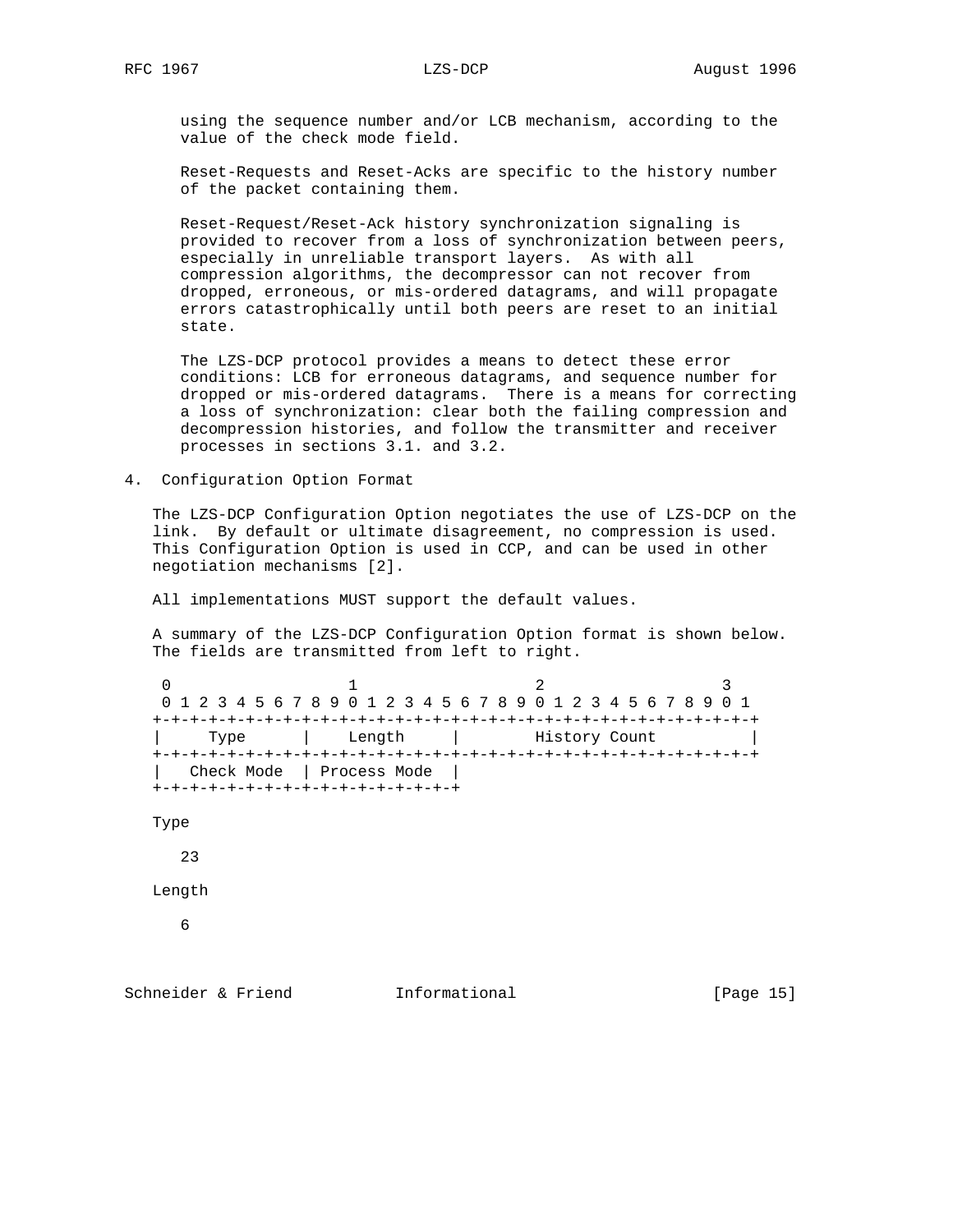using the sequence number and/or LCB mechanism, according to the value of the check mode field.

Reset-Requests and Reset-Acks are specific to the history number of the packet containing them.

Reset-Request/Reset-Ack history synchronization signaling is provided to recover from a loss of synchronization between peers, especially in unreliable transport layers. As with all compression algorithms, the decompressor can not recover from dropped, erroneous, or mis-ordered datagrams, and will propagate errors catastrophically until both peers are reset to an initial state.

The LZS-DCP protocol provides a means to detect these error conditions: LCB for erroneous datagrams, and sequence number for dropped or mis-ordered datagrams. There is a means for correcting a loss of synchronization: clear both the failing compression and decompression histories, and follow the transmitter and receiver processes in sections 3.1. and 3.2.

## 4. Configuration Option Format

The LZS-DCP Configuration Option negotiates the use of LZS-DCP on the link. By default or ultimate disagreement, no compression is used. This Configuration Option is used in CCP, and can be used in other negotiation mechanisms [2].

All implementations MUST support the default values.

A summary of the LZS-DCP Configuration Option format is shown below. The fields are transmitted from left to right.

```
 0                   1                   2                   3
 0 1 2 3 4 5 6 7 8 9 0 1 2 3 4 5 6 7 8 9 0 1 2 3 4 5 6 7 8 9 0 1
+-+-+-+-+-+-+-+-+-+-+-+-+-+-+-+-+-+-+-+-+-+-+-+-+-+-+-+-+-+-+-+-+
|     Type      |    Length     |        History Count          |
+-+-+-+-+-+-+-+-+-+-+-+-+-+-+-+-+-+-+-+-+-+-+-+-+-+-+-+-+-+-+-+-+
|   Check Mode  | Process Mode  |
+-+-+-+-+-+-+-+-+-+-+-+-+-+-+-+-+
```

Type

   23

Length

   6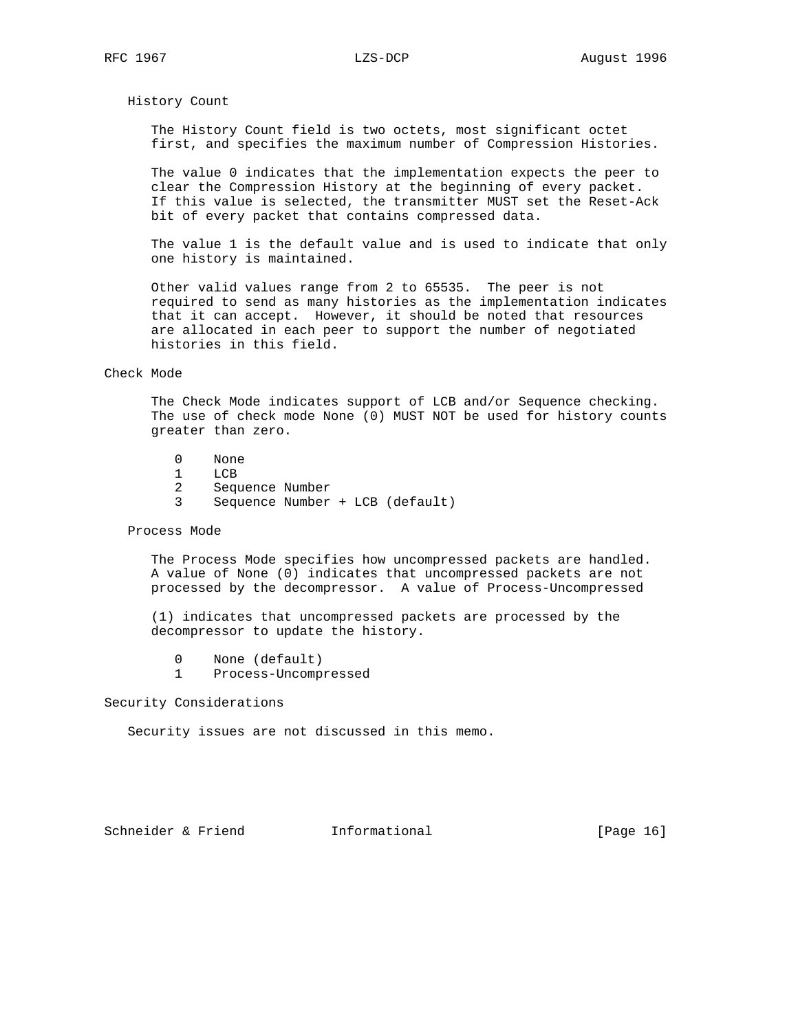### History Count

The History Count field is two octets, most significant octet first, and specifies the maximum number of Compression Histories.

The value 0 indicates that the implementation expects the peer to clear the Compression History at the beginning of every packet. If this value is selected, the transmitter MUST set the Reset-Ack bit of every packet that contains compressed data.

The value 1 is the default value and is used to indicate that only one history is maintained.

Other valid values range from 2 to 65535. The peer is not required to send as many histories as the implementation indicates that it can accept. However, it should be noted that resources are allocated in each peer to support the number of negotiated histories in this field.

### Check Mode

The Check Mode indicates support of LCB and/or Sequence checking. The use of check mode None (0) MUST NOT be used for history counts greater than zero.

```
0    None
1    LCB
2    Sequence Number
3    Sequence Number + LCB (default)
```

### Process Mode

The Process Mode specifies how uncompressed packets are handled. A value of None (0) indicates that uncompressed packets are not processed by the decompressor. A value of Process-Uncompressed

(1) indicates that uncompressed packets are processed by the decompressor to update the history.

```
0    None (default)
1    Process-Uncompressed
```

## Security Considerations

Security issues are not discussed in this memo.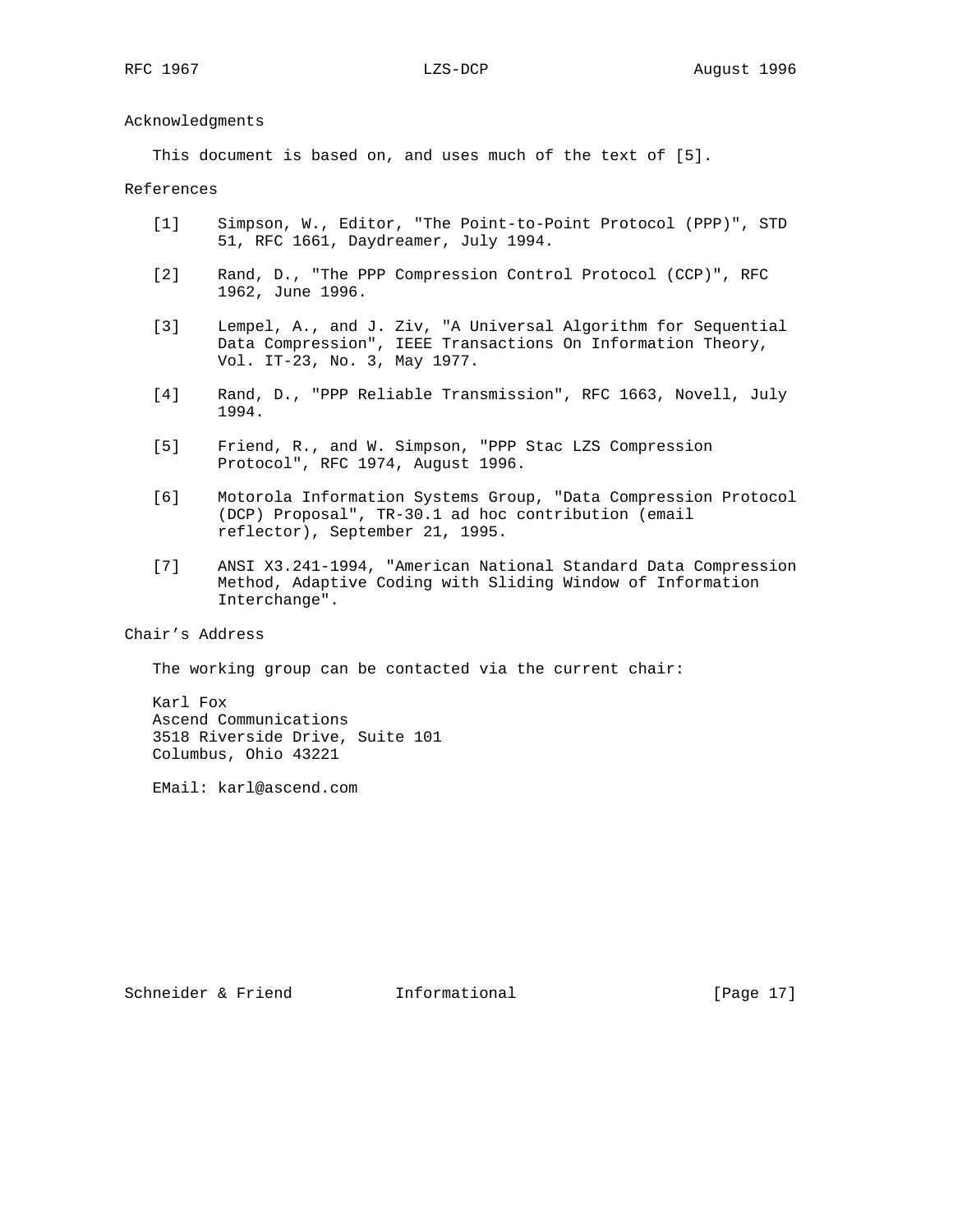## Acknowledgments

This document is based on, and uses much of the text of [5].

## References

[1] Simpson, W., Editor, "The Point-to-Point Protocol (PPP)", STD 51, RFC 1661, Daydreamer, July 1994.

[2] Rand, D., "The PPP Compression Control Protocol (CCP)", RFC 1962, June 1996.

[3] Lempel, A., and J. Ziv, "A Universal Algorithm for Sequential Data Compression", IEEE Transactions On Information Theory, Vol. IT-23, No. 3, May 1977.

[4] Rand, D., "PPP Reliable Transmission", RFC 1663, Novell, July 1994.

[5] Friend, R., and W. Simpson, "PPP Stac LZS Compression Protocol", RFC 1974, August 1996.

[6] Motorola Information Systems Group, "Data Compression Protocol (DCP) Proposal", TR-30.1 ad hoc contribution (email reflector), September 21, 1995.

[7] ANSI X3.241-1994, "American National Standard Data Compression Method, Adaptive Coding with Sliding Window of Information Interchange".

## Chair's Address

The working group can be contacted via the current chair:

Karl Fox
Ascend Communications
3518 Riverside Drive, Suite 101
Columbus, Ohio 43221

EMail: karl@ascend.com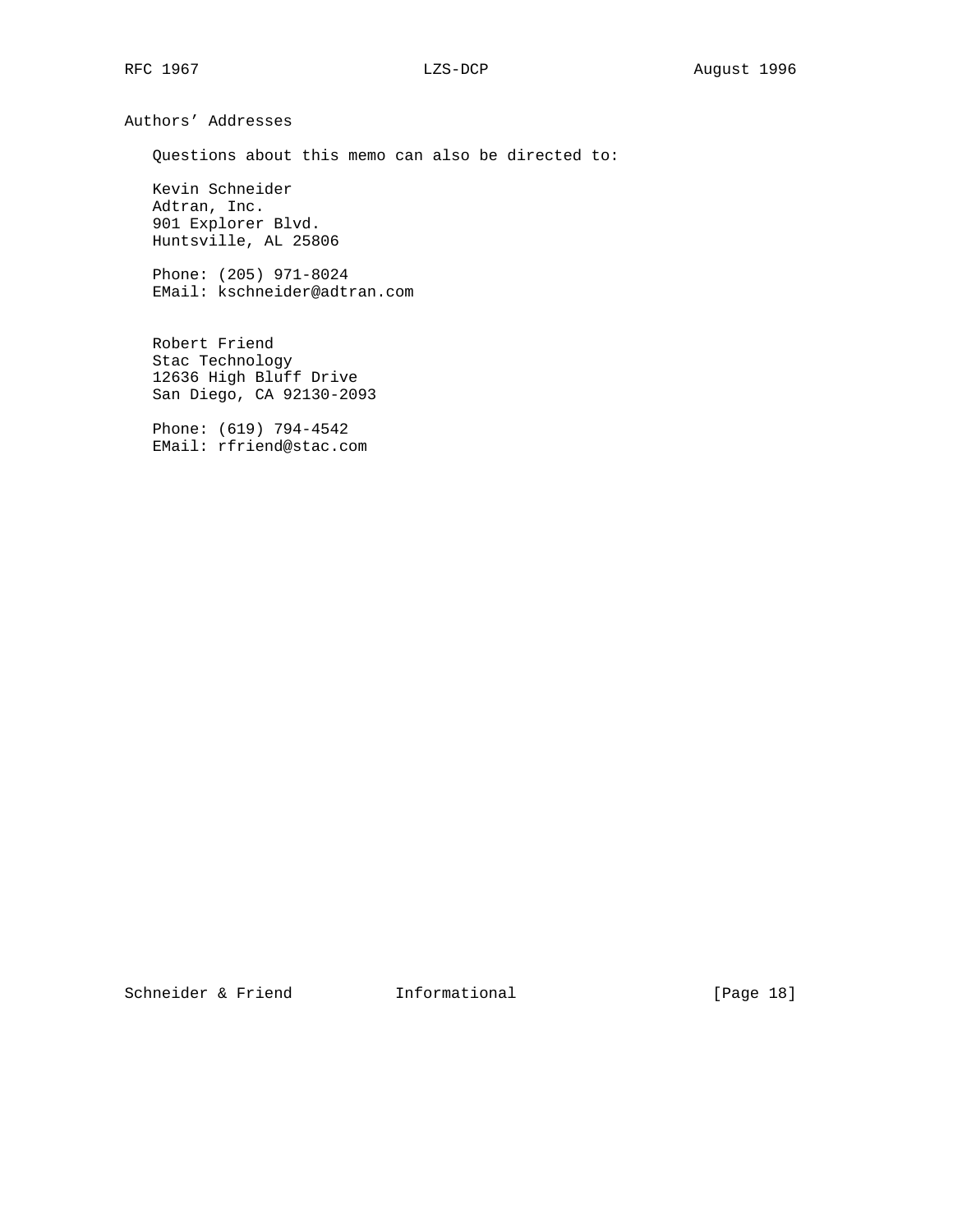## Authors' Addresses

Questions about this memo can also be directed to:

Kevin Schneider
Adtran, Inc.
901 Explorer Blvd.
Huntsville, AL 25806

Phone: (205) 971-8024
EMail: kschneider@adtran.com

Robert Friend
Stac Technology
12636 High Bluff Drive
San Diego, CA 92130-2093

Phone: (619) 794-4542
EMail: rfriend@stac.com